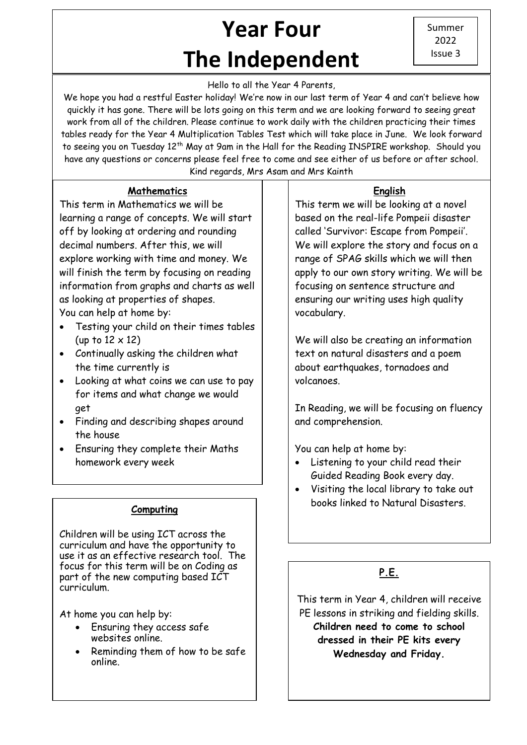# Year Four
# The Independent

Summer
2022
Issue 3

Hello to all the Year 4 Parents,

We hope you had a restful Easter holiday! We're now in our last term of Year 4 and can't believe how quickly it has gone. There will be lots going on this term and we are looking forward to seeing great work from all of the children. Please continue to work daily with the children practicing their times tables ready for the Year 4 Multiplication Tables Test which will take place in June. We look forward to seeing you on Tuesday 12th May at 9am in the Hall for the Reading INSPIRE workshop. Should you have any questions or concerns please feel free to come and see either of us before or after school.

Kind regards, Mrs Asam and Mrs Kainth

## Mathematics

This term in Mathematics we will be learning a range of concepts. We will start off by looking at ordering and rounding decimal numbers. After this, we will explore working with time and money. We will finish the term by focusing on reading information from graphs and charts as well as looking at properties of shapes.

You can help at home by:

- Testing your child on their times tables (up to 12 x 12)
- Continually asking the children what the time currently is
- Looking at what coins we can use to pay for items and what change we would get
- Finding and describing shapes around the house
- Ensuring they complete their Maths homework every week

## English

This term we will be looking at a novel based on the real-life Pompeii disaster called 'Survivor: Escape from Pompeii'. We will explore the story and focus on a range of SPAG skills which we will then apply to our own story writing. We will be focusing on sentence structure and ensuring our writing uses high quality vocabulary.

We will also be creating an information text on natural disasters and a poem about earthquakes, tornadoes and volcanoes.

In Reading, we will be focusing on fluency and comprehension.

You can help at home by:

- Listening to your child read their Guided Reading Book every day.
- Visiting the local library to take out books linked to Natural Disasters.

## Computing

Children will be using ICT across the curriculum and have the opportunity to use it as an effective research tool. The focus for this term will be on Coding as part of the new computing based ICT curriculum.

At home you can help by:

- Ensuring they access safe websites online.
- Reminding them of how to be safe online.

## P.E.

This term in Year 4, children will receive PE lessons in striking and fielding skills.

**Children need to come to school dressed in their PE kits every Wednesday and Friday.**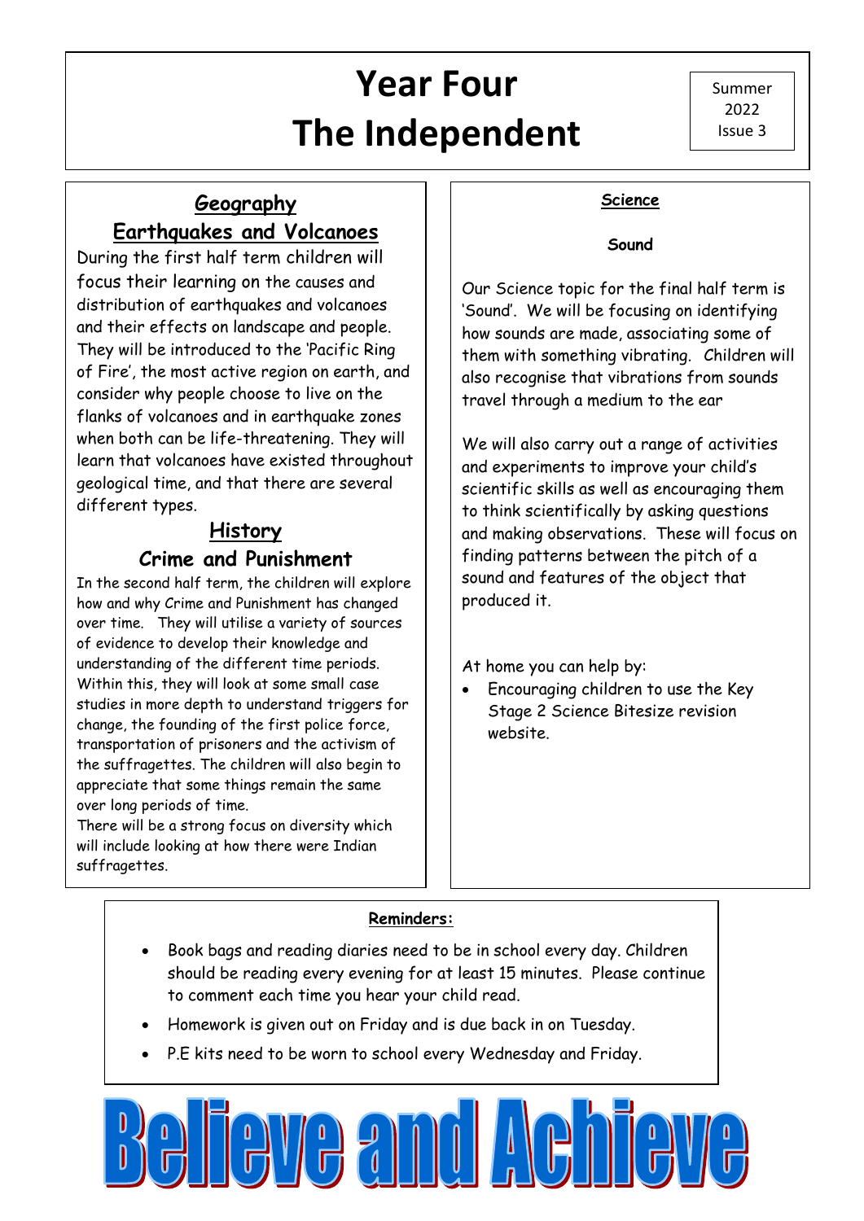# Year Four
# The Independent

Summer
2022
Issue 3

## Geography

### Earthquakes and Volcanoes

During the first half term children will focus their learning on the causes and distribution of earthquakes and volcanoes and their effects on landscape and people. They will be introduced to the 'Pacific Ring of Fire', the most active region on earth, and consider why people choose to live on the flanks of volcanoes and in earthquake zones when both can be life-threatening. They will learn that volcanoes have existed throughout geological time, and that there are several different types.

## History

### Crime and Punishment

In the second half term, the children will explore how and why Crime and Punishment has changed over time. They will utilise a variety of sources of evidence to develop their knowledge and understanding of the different time periods. Within this, they will look at some small case studies in more depth to understand triggers for change, the founding of the first police force, transportation of prisoners and the activism of the suffragettes. The children will also begin to appreciate that some things remain the same over long periods of time.

There will be a strong focus on diversity which will include looking at how there were Indian suffragettes.

## Science

### Sound

Our Science topic for the final half term is 'Sound'. We will be focusing on identifying how sounds are made, associating some of them with something vibrating. Children will also recognise that vibrations from sounds travel through a medium to the ear

We will also carry out a range of activities and experiments to improve your child's scientific skills as well as encouraging them to think scientifically by asking questions and making observations. These will focus on finding patterns between the pitch of a sound and features of the object that produced it.

At home you can help by:

- Encouraging children to use the Key Stage 2 Science Bitesize revision website.

**Reminders:**

- Book bags and reading diaries need to be in school every day. Children should be reading every evening for at least 15 minutes. Please continue to comment each time you hear your child read.
- Homework is given out on Friday and is due back in on Tuesday.
- P.E kits need to be worn to school every Wednesday and Friday.

# Believe and Achieve